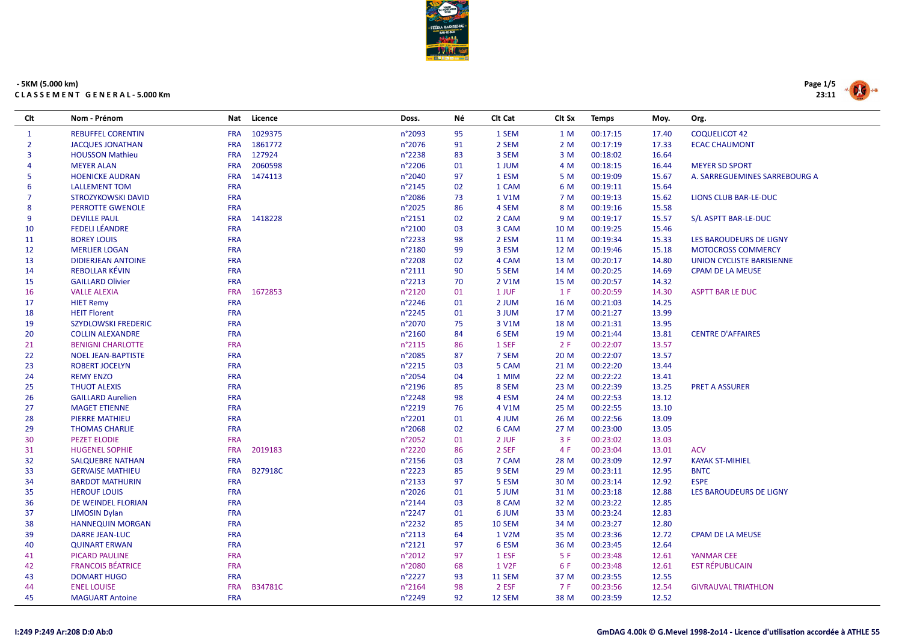- 5KM (5.000 km)

**CLASSEMENT GENERAL - 5.000 Km**

| Clt | Nom - Prénom | Nat | Licence | Doss. | Né | Clt Cat | Clt Sx | Temps | Moy. | Org. |
|---|---|---|---|---|---|---|---|---|---|---|
| 1 | REBUFFEL CORENTIN | FRA | 1029375 | n°2093 | 95 | 1 SEM | 1 M | 00:17:15 | 17.40 | COQUELICOT 42 |
| 2 | JACQUES JONATHAN | FRA | 1861772 | n°2076 | 91 | 2 SEM | 2 M | 00:17:19 | 17.33 | ECAC CHAUMONT |
| 3 | HOUSSON Mathieu | FRA | 127924 | n°2238 | 83 | 3 SEM | 3 M | 00:18:02 | 16.64 | |
| 4 | MEYER ALAN | FRA | 2060598 | n°2206 | 01 | 1 JUM | 4 M | 00:18:15 | 16.44 | MEYER SD SPORT |
| 5 | HOENICKE AUDRAN | FRA | 1474113 | n°2040 | 97 | 1 ESM | 5 M | 00:19:09 | 15.67 | A. SARREGUEMINES SARREBOURG A |
| 6 | LALLEMENT TOM | FRA | | n°2145 | 02 | 1 CAM | 6 M | 00:19:11 | 15.64 | |
| 7 | STROZYKOWSKI DAVID | FRA | | n°2086 | 73 | 1 V1M | 7 M | 00:19:13 | 15.62 | LIONS CLUB BAR-LE-DUC |
| 8 | PERROTTE GWENOLE | FRA | | n°2025 | 86 | 4 SEM | 8 M | 00:19:16 | 15.58 | |
| 9 | DEVILLE PAUL | FRA | 1418228 | n°2151 | 02 | 2 CAM | 9 M | 00:19:17 | 15.57 | S/L ASPTT BAR-LE-DUC |
| 10 | FEDELI LÉANDRE | FRA | | n°2100 | 03 | 3 CAM | 10 M | 00:19:25 | 15.46 | |
| 11 | BOREY LOUIS | FRA | | n°2233 | 98 | 2 ESM | 11 M | 00:19:34 | 15.33 | LES BAROUDEURS DE LIGNY |
| 12 | MERLIER LOGAN | FRA | | n°2180 | 99 | 3 ESM | 12 M | 00:19:46 | 15.18 | MOTOCROSS COMMERCY |
| 13 | DIDIERJEAN ANTOINE | FRA | | n°2208 | 02 | 4 CAM | 13 M | 00:20:17 | 14.80 | UNION CYCLISTE BARISIENNE |
| 14 | REBOLLAR KÉVIN | FRA | | n°2111 | 90 | 5 SEM | 14 M | 00:20:25 | 14.69 | CPAM DE LA MEUSE |
| 15 | GAILLARD Olivier | FRA | | n°2213 | 70 | 2 V1M | 15 M | 00:20:57 | 14.32 | |
| 16 | VALLE ALEXIA | FRA | 1672853 | n°2120 | 01 | 1 JUF | 1 F | 00:20:59 | 14.30 | ASPTT BAR LE DUC |
| 17 | HIET Remy | FRA | | n°2246 | 01 | 2 JUM | 16 M | 00:21:03 | 14.25 | |
| 18 | HEIT Florent | FRA | | n°2245 | 01 | 3 JUM | 17 M | 00:21:27 | 13.99 | |
| 19 | SZYDLOWSKI FREDERIC | FRA | | n°2070 | 75 | 3 V1M | 18 M | 00:21:31 | 13.95 | |
| 20 | COLLIN ALEXANDRE | FRA | | n°2160 | 84 | 6 SEM | 19 M | 00:21:44 | 13.81 | CENTRE D'AFFAIRES |
| 21 | BENIGNI CHARLOTTE | FRA | | n°2115 | 86 | 1 SEF | 2 F | 00:22:07 | 13.57 | |
| 22 | NOEL JEAN-BAPTISTE | FRA | | n°2085 | 87 | 7 SEM | 20 M | 00:22:07 | 13.57 | |
| 23 | ROBERT JOCELYN | FRA | | n°2215 | 03 | 5 CAM | 21 M | 00:22:20 | 13.44 | |
| 24 | REMY ENZO | FRA | | n°2054 | 04 | 1 MIM | 22 M | 00:22:22 | 13.41 | |
| 25 | THUOT ALEXIS | FRA | | n°2196 | 85 | 8 SEM | 23 M | 00:22:39 | 13.25 | PRET A ASSURER |
| 26 | GAILLARD Aurelien | FRA | | n°2248 | 98 | 4 ESM | 24 M | 00:22:53 | 13.12 | |
| 27 | MAGET ETIENNE | FRA | | n°2219 | 76 | 4 V1M | 25 M | 00:22:55 | 13.10 | |
| 28 | PIERRE MATHIEU | FRA | | n°2201 | 01 | 4 JUM | 26 M | 00:22:56 | 13.09 | |
| 29 | THOMAS CHARLIE | FRA | | n°2068 | 02 | 6 CAM | 27 M | 00:23:00 | 13.05 | |
| 30 | PEZET ELODIE | FRA | | n°2052 | 01 | 2 JUF | 3 F | 00:23:02 | 13.03 | |
| 31 | HUGENEL SOPHIE | FRA | 2019183 | n°2220 | 86 | 2 SEF | 4 F | 00:23:04 | 13.01 | ACV |
| 32 | SALQUEBRE NATHAN | FRA | | n°2156 | 03 | 7 CAM | 28 M | 00:23:09 | 12.97 | KAYAK ST-MIHIEL |
| 33 | GERVAISE MATHIEU | FRA | B27918C | n°2223 | 85 | 9 SEM | 29 M | 00:23:11 | 12.95 | BNTC |
| 34 | BARDOT MATHURIN | FRA | | n°2133 | 97 | 5 ESM | 30 M | 00:23:14 | 12.92 | ESPE |
| 35 | HEROUF LOUIS | FRA | | n°2026 | 01 | 5 JUM | 31 M | 00:23:18 | 12.88 | LES BAROUDEURS DE LIGNY |
| 36 | DE WEINDEL FLORIAN | FRA | | n°2144 | 03 | 8 CAM | 32 M | 00:23:22 | 12.85 | |
| 37 | LIMOSIN Dylan | FRA | | n°2247 | 01 | 6 JUM | 33 M | 00:23:24 | 12.83 | |
| 38 | HANNEQUIN MORGAN | FRA | | n°2232 | 85 | 10 SEM | 34 M | 00:23:27 | 12.80 | |
| 39 | DARRE JEAN-LUC | FRA | | n°2113 | 64 | 1 V2M | 35 M | 00:23:36 | 12.72 | CPAM DE LA MEUSE |
| 40 | QUINART ERWAN | FRA | | n°2121 | 97 | 6 ESM | 36 M | 00:23:45 | 12.64 | |
| 41 | PICARD PAULINE | FRA | | n°2012 | 97 | 1 ESF | 5 F | 00:23:48 | 12.61 | YANMAR CEE |
| 42 | FRANCOIS BÉATRICE | FRA | | n°2080 | 68 | 1 V2F | 6 F | 00:23:48 | 12.61 | EST RÉPUBLICAIN |
| 43 | DOMART HUGO | FRA | | n°2227 | 93 | 11 SEM | 37 M | 00:23:55 | 12.55 | |
| 44 | ENEL LOUISE | FRA | B34781C | n°2164 | 98 | 2 ESF | 7 F | 00:23:56 | 12.54 | GIVRAUVAL TRIATHLON |
| 45 | MAGUART Antoine | FRA | | n°2249 | 92 | 12 SEM | 38 M | 00:23:59 | 12.52 | |

I:249 P:249 Ar:208 D:0 Ab:0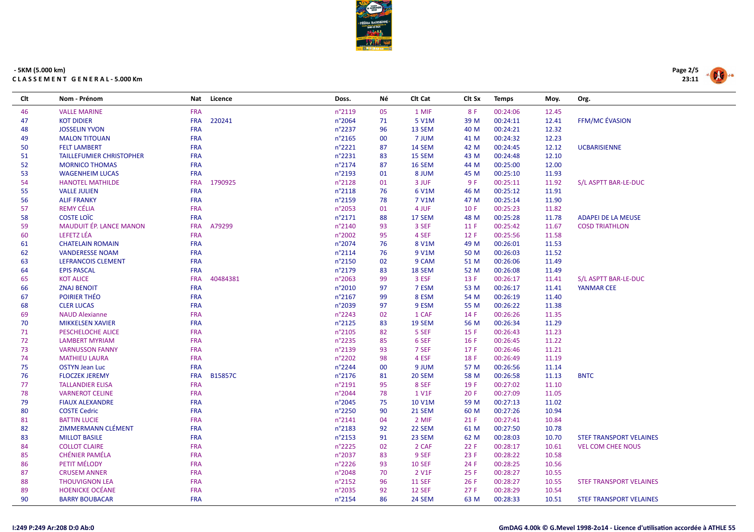- 5KM (5.000 km)
CLASSEMENT GENERAL - 5.000 Km

| Clt | Nom - Prénom | Nat | Licence | Doss. | Né | Clt Cat | Clt Sx | Temps | Moy. | Org. |
|---|---|---|---|---|---|---|---|---|---|---|
| 46 | VALLE MARINE | FRA | | n°2119 | 05 | 1 MIF | 8 F | 00:24:06 | 12.45 | |
| 47 | KOT DIDIER | FRA | 220241 | n°2064 | 71 | 5 V1M | 39 M | 00:24:11 | 12.41 | FFM/MC ÉVASION |
| 48 | JOSSELIN YVON | FRA | | n°2237 | 96 | 13 SEM | 40 M | 00:24:21 | 12.32 | |
| 49 | MALON TITOUAN | FRA | | n°2165 | 00 | 7 JUM | 41 M | 00:24:32 | 12.23 | |
| 50 | FELT LAMBERT | FRA | | n°2221 | 87 | 14 SEM | 42 M | 00:24:45 | 12.12 | UCBARISIENNE |
| 51 | TAILLEFUMIER CHRISTOPHER | FRA | | n°2231 | 83 | 15 SEM | 43 M | 00:24:48 | 12.10 | |
| 52 | MORNICO THOMAS | FRA | | n°2174 | 87 | 16 SEM | 44 M | 00:25:00 | 12.00 | |
| 53 | WAGENHEIM LUCAS | FRA | | n°2193 | 01 | 8 JUM | 45 M | 00:25:10 | 11.93 | |
| 54 | HANOTEL MATHILDE | FRA | 1790925 | n°2128 | 01 | 3 JUF | 9 F | 00:25:11 | 11.92 | S/L ASPTT BAR-LE-DUC |
| 55 | VALLE JULIEN | FRA | | n°2118 | 76 | 6 V1M | 46 M | 00:25:12 | 11.91 | |
| 56 | ALIF FRANKY | FRA | | n°2159 | 78 | 7 V1M | 47 M | 00:25:14 | 11.90 | |
| 57 | REMY CÉLIA | FRA | | n°2053 | 01 | 4 JUF | 10 F | 00:25:23 | 11.82 | |
| 58 | COSTE LOÏC | FRA | | n°2171 | 88 | 17 SEM | 48 M | 00:25:28 | 11.78 | ADAPEI DE LA MEUSE |
| 59 | MAUDUIT ÉP. LANCE MANON | FRA | A79299 | n°2140 | 93 | 3 SEF | 11 F | 00:25:42 | 11.67 | COSD TRIATHLON |
| 60 | LEFETZ LÉA | FRA | | n°2002 | 95 | 4 SEF | 12 F | 00:25:56 | 11.58 | |
| 61 | CHATELAIN ROMAIN | FRA | | n°2074 | 76 | 8 V1M | 49 M | 00:26:01 | 11.53 | |
| 62 | VANDERESSE NOAM | FRA | | n°2114 | 76 | 9 V1M | 50 M | 00:26:03 | 11.52 | |
| 63 | LEFRANCOIS CLEMENT | FRA | | n°2150 | 02 | 9 CAM | 51 M | 00:26:06 | 11.49 | |
| 64 | EPIS PASCAL | FRA | | n°2179 | 83 | 18 SEM | 52 M | 00:26:08 | 11.49 | |
| 65 | KOT ALICE | FRA | 40484381 | n°2063 | 99 | 3 ESF | 13 F | 00:26:17 | 11.41 | S/L ASPTT BAR-LE-DUC |
| 66 | ZNAJ BENOIT | FRA | | n°2010 | 97 | 7 ESM | 53 M | 00:26:17 | 11.41 | YANMAR CEE |
| 67 | POIRIER THÉO | FRA | | n°2167 | 99 | 8 ESM | 54 M | 00:26:19 | 11.40 | |
| 68 | CLER LUCAS | FRA | | n°2039 | 97 | 9 ESM | 55 M | 00:26:22 | 11.38 | |
| 69 | NAUD Alexianne | FRA | | n°2243 | 02 | 1 CAF | 14 F | 00:26:26 | 11.35 | |
| 70 | MIKKELSEN XAVIER | FRA | | n°2125 | 83 | 19 SEM | 56 M | 00:26:34 | 11.29 | |
| 71 | PESCHELOCHE ALICE | FRA | | n°2105 | 82 | 5 SEF | 15 F | 00:26:43 | 11.23 | |
| 72 | LAMBERT MYRIAM | FRA | | n°2235 | 85 | 6 SEF | 16 F | 00:26:45 | 11.22 | |
| 73 | VARNUSSON FANNY | FRA | | n°2139 | 93 | 7 SEF | 17 F | 00:26:46 | 11.21 | |
| 74 | MATHIEU LAURA | FRA | | n°2202 | 98 | 4 ESF | 18 F | 00:26:49 | 11.19 | |
| 75 | OSTYN Jean Luc | FRA | | n°2244 | 00 | 9 JUM | 57 M | 00:26:56 | 11.14 | |
| 76 | FLOCZEK JEREMY | FRA | B15857C | n°2176 | 81 | 20 SEM | 58 M | 00:26:58 | 11.13 | BNTC |
| 77 | TALLANDIER ELISA | FRA | | n°2191 | 95 | 8 SEF | 19 F | 00:27:02 | 11.10 | |
| 78 | VARNEROT CELINE | FRA | | n°2044 | 78 | 1 V1F | 20 F | 00:27:09 | 11.05 | |
| 79 | FIAUX ALEXANDRE | FRA | | n°2045 | 75 | 10 V1M | 59 M | 00:27:13 | 11.02 | |
| 80 | COSTE Cedric | FRA | | n°2250 | 90 | 21 SEM | 60 M | 00:27:26 | 10.94 | |
| 81 | BATTIN LUCIE | FRA | | n°2141 | 04 | 2 MIF | 21 F | 00:27:41 | 10.84 | |
| 82 | ZIMMERMANN CLÉMENT | FRA | | n°2183 | 92 | 22 SEM | 61 M | 00:27:50 | 10.78 | |
| 83 | MILLOT BASILE | FRA | | n°2153 | 91 | 23 SEM | 62 M | 00:28:03 | 10.70 | STEF TRANSPORT VELAINES |
| 84 | COLLOT CLAIRE | FRA | | n°2225 | 02 | 2 CAF | 22 F | 00:28:17 | 10.61 | VEL COM CHEE NOUS |
| 85 | CHÉNIER PAMÉLA | FRA | | n°2037 | 83 | 9 SEF | 23 F | 00:28:22 | 10.58 | |
| 86 | PETIT MÉLODY | FRA | | n°2226 | 93 | 10 SEF | 24 F | 00:28:25 | 10.56 | |
| 87 | CRUSEM ANNER | FRA | | n°2048 | 70 | 2 V1F | 25 F | 00:28:27 | 10.55 | |
| 88 | THOUVIGNON LEA | FRA | | n°2152 | 96 | 11 SEF | 26 F | 00:28:27 | 10.55 | STEF TRANSPORT VELAINES |
| 89 | HOENICKE OCÉANE | FRA | | n°2035 | 92 | 12 SEF | 27 F | 00:28:29 | 10.54 | |
| 90 | BARRY BOUBACAR | FRA | | n°2154 | 86 | 24 SEM | 63 M | 00:28:33 | 10.51 | STEF TRANSPORT VELAINES |

I:249 P:249 Ar:208 D:0 Ab:0

GmDAG 4.00k © G.Mevel 1998-2o14 - Licence d'utilisation accordée à ATHLE 55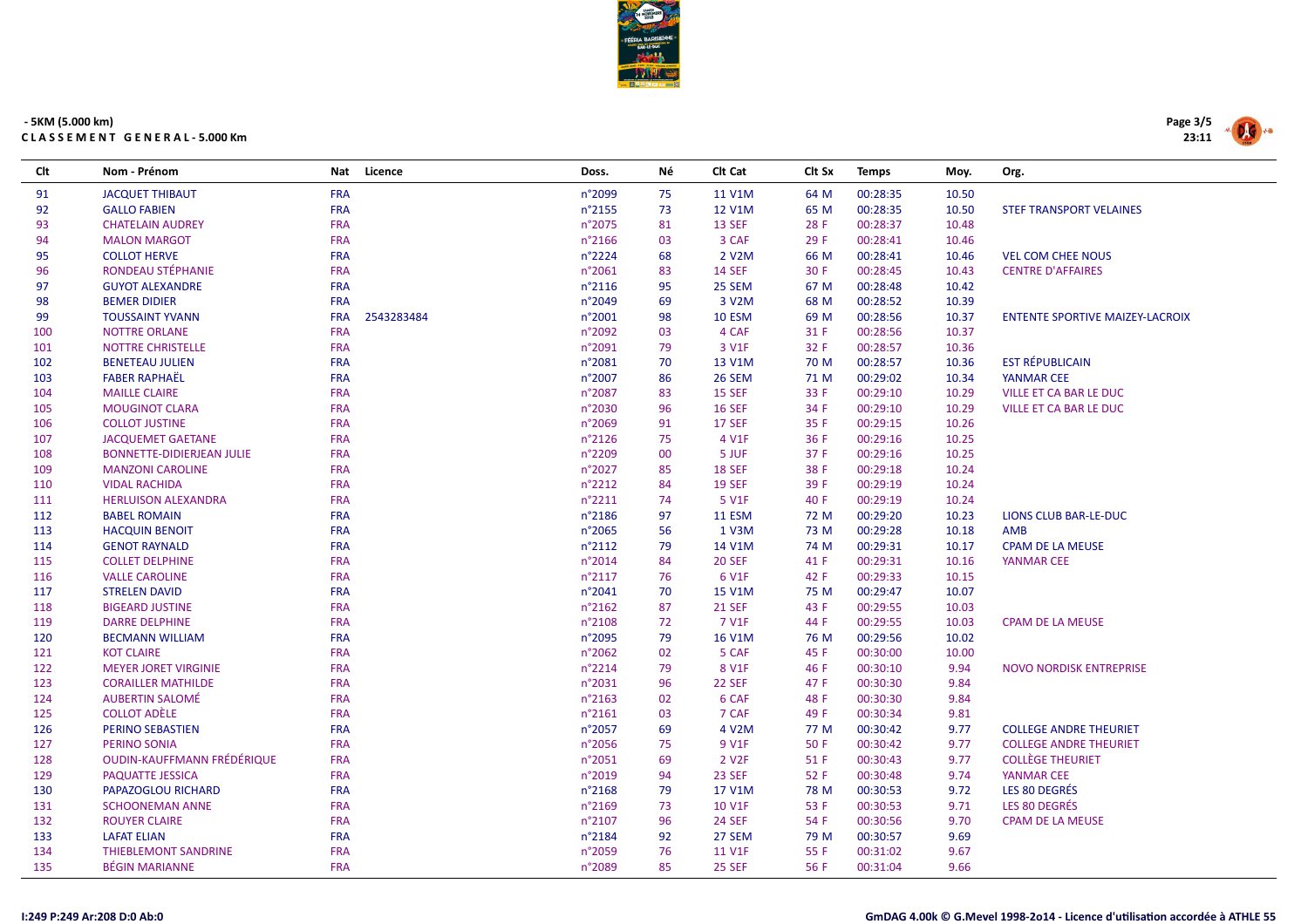- 5KM (5.000 km)

**C L A S S E M E N T   G E N E R A L - 5.000 Km**

| Clt | Nom - Prénom | Nat | Licence | Doss. | Né | Clt Cat | Clt Sx | Temps | Moy. | Org. |
|---|---|---|---|---|---|---|---|---|---|---|
| 91 | JACQUET THIBAUT | FRA | | n°2099 | 75 | 11 V1M | 64 M | 00:28:35 | 10.50 | |
| 92 | GALLO FABIEN | FRA | | n°2155 | 73 | 12 V1M | 65 M | 00:28:35 | 10.50 | STEF TRANSPORT VELAINES |
| 93 | CHATELAIN AUDREY | FRA | | n°2075 | 81 | 13 SEF | 28 F | 00:28:37 | 10.48 | |
| 94 | MALON MARGOT | FRA | | n°2166 | 03 | 3 CAF | 29 F | 00:28:41 | 10.46 | |
| 95 | COLLOT HERVE | FRA | | n°2224 | 68 | 2 V2M | 66 M | 00:28:41 | 10.46 | VEL COM CHEE NOUS |
| 96 | RONDEAU STÉPHANIE | FRA | | n°2061 | 83 | 14 SEF | 30 F | 00:28:45 | 10.43 | CENTRE D'AFFAIRES |
| 97 | GUYOT ALEXANDRE | FRA | | n°2116 | 95 | 25 SEM | 67 M | 00:28:48 | 10.42 | |
| 98 | BEMER DIDIER | FRA | | n°2049 | 69 | 3 V2M | 68 M | 00:28:52 | 10.39 | |
| 99 | TOUSSAINT YVANN | FRA | 2543283484 | n°2001 | 98 | 10 ESM | 69 M | 00:28:56 | 10.37 | ENTENTE SPORTIVE MAIZEY-LACROIX |
| 100 | NOTTRE ORLANE | FRA | | n°2092 | 03 | 4 CAF | 31 F | 00:28:56 | 10.37 | |
| 101 | NOTTRE CHRISTELLE | FRA | | n°2091 | 79 | 3 V1F | 32 F | 00:28:57 | 10.36 | |
| 102 | BENETEAU JULIEN | FRA | | n°2081 | 70 | 13 V1M | 70 M | 00:28:57 | 10.36 | EST RÉPUBLICAIN |
| 103 | FABER RAPHAËL | FRA | | n°2007 | 86 | 26 SEM | 71 M | 00:29:02 | 10.34 | YANMAR CEE |
| 104 | MAILLE CLAIRE | FRA | | n°2087 | 83 | 15 SEF | 33 F | 00:29:10 | 10.29 | VILLE ET CA BAR LE DUC |
| 105 | MOUGINOT CLARA | FRA | | n°2030 | 96 | 16 SEF | 34 F | 00:29:10 | 10.29 | VILLE ET CA BAR LE DUC |
| 106 | COLLOT JUSTINE | FRA | | n°2069 | 91 | 17 SEF | 35 F | 00:29:15 | 10.26 | |
| 107 | JACQUEMET GAETANE | FRA | | n°2126 | 75 | 4 V1F | 36 F | 00:29:16 | 10.25 | |
| 108 | BONNETTE-DIDIERJEAN JULIE | FRA | | n°2209 | 00 | 5 JUF | 37 F | 00:29:16 | 10.25 | |
| 109 | MANZONI CAROLINE | FRA | | n°2027 | 85 | 18 SEF | 38 F | 00:29:18 | 10.24 | |
| 110 | VIDAL RACHIDA | FRA | | n°2212 | 84 | 19 SEF | 39 F | 00:29:19 | 10.24 | |
| 111 | HERLUISON ALEXANDRA | FRA | | n°2211 | 74 | 5 V1F | 40 F | 00:29:19 | 10.24 | |
| 112 | BABEL ROMAIN | FRA | | n°2186 | 97 | 11 ESM | 72 M | 00:29:20 | 10.23 | LIONS CLUB BAR-LE-DUC |
| 113 | HACQUIN BENOIT | FRA | | n°2065 | 56 | 1 V3M | 73 M | 00:29:28 | 10.18 | AMB |
| 114 | GENOT RAYNALD | FRA | | n°2112 | 79 | 14 V1M | 74 M | 00:29:31 | 10.17 | CPAM DE LA MEUSE |
| 115 | COLLET DELPHINE | FRA | | n°2014 | 84 | 20 SEF | 41 F | 00:29:31 | 10.16 | YANMAR CEE |
| 116 | VALLE CAROLINE | FRA | | n°2117 | 76 | 6 V1F | 42 F | 00:29:33 | 10.15 | |
| 117 | STRELEN DAVID | FRA | | n°2041 | 70 | 15 V1M | 75 M | 00:29:47 | 10.07 | |
| 118 | BIGEARD JUSTINE | FRA | | n°2162 | 87 | 21 SEF | 43 F | 00:29:55 | 10.03 | |
| 119 | DARRE DELPHINE | FRA | | n°2108 | 72 | 7 V1F | 44 F | 00:29:55 | 10.03 | CPAM DE LA MEUSE |
| 120 | BECMANN WILLIAM | FRA | | n°2095 | 79 | 16 V1M | 76 M | 00:29:56 | 10.02 | |
| 121 | KOT CLAIRE | FRA | | n°2062 | 02 | 5 CAF | 45 F | 00:30:00 | 10.00 | |
| 122 | MEYER JORET VIRGINIE | FRA | | n°2214 | 79 | 8 V1F | 46 F | 00:30:10 | 9.94 | NOVO NORDISK ENTREPRISE |
| 123 | CORAILLER MATHILDE | FRA | | n°2031 | 96 | 22 SEF | 47 F | 00:30:30 | 9.84 | |
| 124 | AUBERTIN SALOMÉ | FRA | | n°2163 | 02 | 6 CAF | 48 F | 00:30:30 | 9.84 | |
| 125 | COLLOT ADÈLE | FRA | | n°2161 | 03 | 7 CAF | 49 F | 00:30:34 | 9.81 | |
| 126 | PERINO SEBASTIEN | FRA | | n°2057 | 69 | 4 V2M | 77 M | 00:30:42 | 9.77 | COLLEGE ANDRE THEURIET |
| 127 | PERINO SONIA | FRA | | n°2056 | 75 | 9 V1F | 50 F | 00:30:42 | 9.77 | COLLEGE ANDRE THEURIET |
| 128 | OUDIN-KAUFFMANN FRÉDÉRIQUE | FRA | | n°2051 | 69 | 2 V2F | 51 F | 00:30:43 | 9.77 | COLLÈGE THEURIET |
| 129 | PAQUATTE JESSICA | FRA | | n°2019 | 94 | 23 SEF | 52 F | 00:30:48 | 9.74 | YANMAR CEE |
| 130 | PAPAZOGLOU RICHARD | FRA | | n°2168 | 79 | 17 V1M | 78 M | 00:30:53 | 9.72 | LES 80 DEGRÉS |
| 131 | SCHOONEMAN ANNE | FRA | | n°2169 | 73 | 10 V1F | 53 F | 00:30:53 | 9.71 | LES 80 DEGRÉS |
| 132 | ROUYER CLAIRE | FRA | | n°2107 | 96 | 24 SEF | 54 F | 00:30:56 | 9.70 | CPAM DE LA MEUSE |
| 133 | LAFAT ELIAN | FRA | | n°2184 | 92 | 27 SEM | 79 M | 00:30:57 | 9.69 | |
| 134 | THIEBLEMONT SANDRINE | FRA | | n°2059 | 76 | 11 V1F | 55 F | 00:31:02 | 9.67 | |
| 135 | BÉGIN MARIANNE | FRA | | n°2089 | 85 | 25 SEF | 56 F | 00:31:04 | 9.66 | |

I:249 P:249 Ar:208 D:0 Ab:0

GmDAG 4.00k © G.Mevel 1998-2o14 - Licence d'utilisation accordée à ATHLE 55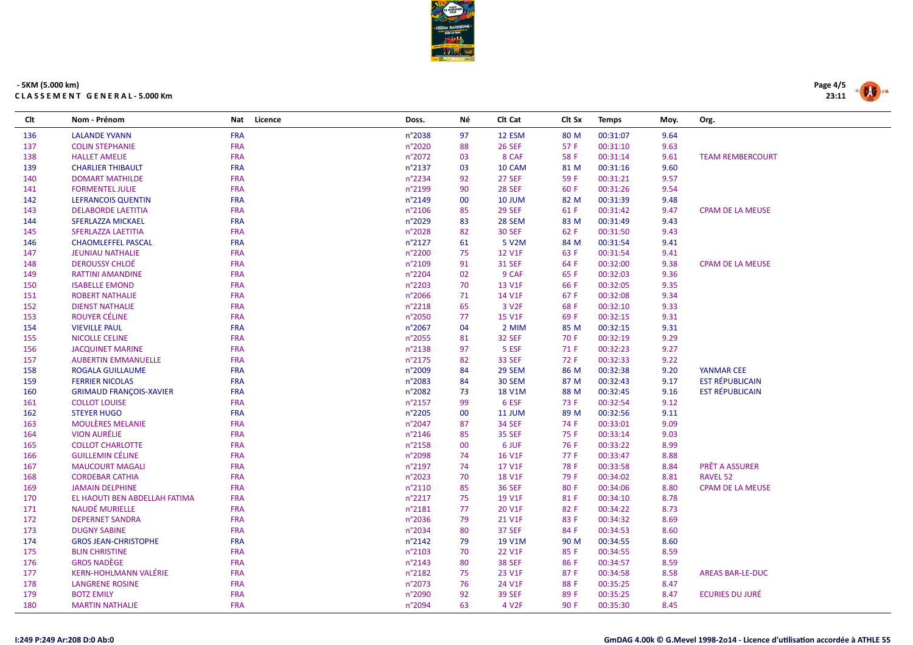- 5KM (5.000 km)

**CLASSEMENT GENERAL - 5.000 Km**

| Clt | Nom - Prénom | Nat | Licence | Doss. | Né | Clt Cat | Clt Sx | Temps | Moy. | Org. |
|---|---|---|---|---|---|---|---|---|---|---|
| 136 | LALANDE YVANN | FRA | | n°2038 | 97 | 12 ESM | 80 M | 00:31:07 | 9.64 | |
| 137 | COLIN STEPHANIE | FRA | | n°2020 | 88 | 26 SEF | 57 F | 00:31:10 | 9.63 | |
| 138 | HALLET AMELIE | FRA | | n°2072 | 03 | 8 CAF | 58 F | 00:31:14 | 9.61 | TEAM REMBERCOURT |
| 139 | CHARLIER THIBAULT | FRA | | n°2137 | 03 | 10 CAM | 81 M | 00:31:16 | 9.60 | |
| 140 | DOMART MATHILDE | FRA | | n°2234 | 92 | 27 SEF | 59 F | 00:31:21 | 9.57 | |
| 141 | FORMENTEL JULIE | FRA | | n°2199 | 90 | 28 SEF | 60 F | 00:31:26 | 9.54 | |
| 142 | LEFRANCOIS QUENTIN | FRA | | n°2149 | 00 | 10 JUM | 82 M | 00:31:39 | 9.48 | |
| 143 | DELABORDE LAETITIA | FRA | | n°2106 | 85 | 29 SEF | 61 F | 00:31:42 | 9.47 | CPAM DE LA MEUSE |
| 144 | SFERLAZZA MICKAEL | FRA | | n°2029 | 83 | 28 SEM | 83 M | 00:31:49 | 9.43 | |
| 145 | SFERLAZZA LAETITIA | FRA | | n°2028 | 82 | 30 SEF | 62 F | 00:31:50 | 9.43 | |
| 146 | CHAOMLEFFEL PASCAL | FRA | | n°2127 | 61 | 5 V2M | 84 M | 00:31:54 | 9.41 | |
| 147 | JEUNIAU NATHALIE | FRA | | n°2200 | 75 | 12 V1F | 63 F | 00:31:54 | 9.41 | |
| 148 | DEROUSSY CHLOÉ | FRA | | n°2109 | 91 | 31 SEF | 64 F | 00:32:00 | 9.38 | CPAM DE LA MEUSE |
| 149 | RATTINI AMANDINE | FRA | | n°2204 | 02 | 9 CAF | 65 F | 00:32:03 | 9.36 | |
| 150 | ISABELLE EMOND | FRA | | n°2203 | 70 | 13 V1F | 66 F | 00:32:05 | 9.35 | |
| 151 | ROBERT NATHALIE | FRA | | n°2066 | 71 | 14 V1F | 67 F | 00:32:08 | 9.34 | |
| 152 | DIENST NATHALIE | FRA | | n°2218 | 65 | 3 V2F | 68 F | 00:32:10 | 9.33 | |
| 153 | ROUYER CÉLINE | FRA | | n°2050 | 77 | 15 V1F | 69 F | 00:32:15 | 9.31 | |
| 154 | VIEVILLE PAUL | FRA | | n°2067 | 04 | 2 MIM | 85 M | 00:32:15 | 9.31 | |
| 155 | NICOLLE CELINE | FRA | | n°2055 | 81 | 32 SEF | 70 F | 00:32:19 | 9.29 | |
| 156 | JACQUINET MARINE | FRA | | n°2138 | 97 | 5 ESF | 71 F | 00:32:23 | 9.27 | |
| 157 | AUBERTIN EMMANUELLE | FRA | | n°2175 | 82 | 33 SEF | 72 F | 00:32:33 | 9.22 | |
| 158 | ROGALA GUILLAUME | FRA | | n°2009 | 84 | 29 SEM | 86 M | 00:32:38 | 9.20 | YANMAR CEE |
| 159 | FERRIER NICOLAS | FRA | | n°2083 | 84 | 30 SEM | 87 M | 00:32:43 | 9.17 | EST RÉPUBLICAIN |
| 160 | GRIMAUD FRANÇOIS-XAVIER | FRA | | n°2082 | 73 | 18 V1M | 88 M | 00:32:45 | 9.16 | EST RÉPUBLICAIN |
| 161 | COLLOT LOUISE | FRA | | n°2157 | 99 | 6 ESF | 73 F | 00:32:54 | 9.12 | |
| 162 | STEYER HUGO | FRA | | n°2205 | 00 | 11 JUM | 89 M | 00:32:56 | 9.11 | |
| 163 | MOULÈRES MELANIE | FRA | | n°2047 | 87 | 34 SEF | 74 F | 00:33:01 | 9.09 | |
| 164 | VION AURÉLIE | FRA | | n°2146 | 85 | 35 SEF | 75 F | 00:33:14 | 9.03 | |
| 165 | COLLOT CHARLOTTE | FRA | | n°2158 | 00 | 6 JUF | 76 F | 00:33:22 | 8.99 | |
| 166 | GUILLEMIN CÉLINE | FRA | | n°2098 | 74 | 16 V1F | 77 F | 00:33:47 | 8.88 | |
| 167 | MAUCOURT MAGALI | FRA | | n°2197 | 74 | 17 V1F | 78 F | 00:33:58 | 8.84 | PRÊT A ASSURER |
| 168 | CORDEBAR CATHIA | FRA | | n°2023 | 70 | 18 V1F | 79 F | 00:34:02 | 8.81 | RAVEL 52 |
| 169 | JAMAIN DELPHINE | FRA | | n°2110 | 85 | 36 SEF | 80 F | 00:34:06 | 8.80 | CPAM DE LA MEUSE |
| 170 | EL HAOUTI BEN ABDELLAH FATIMA | FRA | | n°2217 | 75 | 19 V1F | 81 F | 00:34:10 | 8.78 | |
| 171 | NAUDÉ MURIELLE | FRA | | n°2181 | 77 | 20 V1F | 82 F | 00:34:22 | 8.73 | |
| 172 | DEPERNET SANDRA | FRA | | n°2036 | 79 | 21 V1F | 83 F | 00:34:32 | 8.69 | |
| 173 | DUGNY SABINE | FRA | | n°2034 | 80 | 37 SEF | 84 F | 00:34:53 | 8.60 | |
| 174 | GROS JEAN-CHRISTOPHE | FRA | | n°2142 | 79 | 19 V1M | 90 M | 00:34:55 | 8.60 | |
| 175 | BLIN CHRISTINE | FRA | | n°2103 | 70 | 22 V1F | 85 F | 00:34:55 | 8.59 | |
| 176 | GROS NADÈGE | FRA | | n°2143 | 80 | 38 SEF | 86 F | 00:34:57 | 8.59 | |
| 177 | KERN-HOHLMANN VALÉRIE | FRA | | n°2182 | 75 | 23 V1F | 87 F | 00:34:58 | 8.58 | AREAS BAR-LE-DUC |
| 178 | LANGRENE ROSINE | FRA | | n°2073 | 76 | 24 V1F | 88 F | 00:35:25 | 8.47 | |
| 179 | BOTZ EMILY | FRA | | n°2090 | 92 | 39 SEF | 89 F | 00:35:25 | 8.47 | ECURIES DU JURÉ |
| 180 | MARTIN NATHALIE | FRA | | n°2094 | 63 | 4 V2F | 90 F | 00:35:30 | 8.45 | |

I:249 P:249 Ar:208 D:0 Ab:0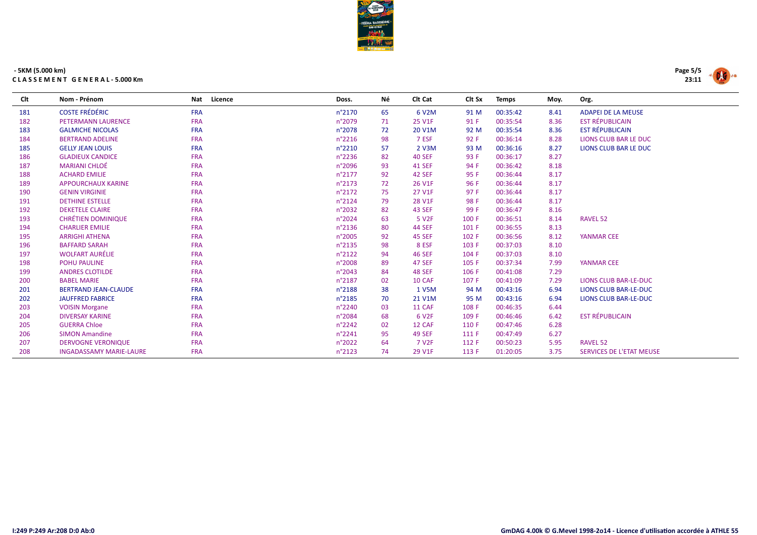- 5KM (5.000 km)

**C L A S S E M E N T  G E N E R A L - 5.000 Km**

| Clt | Nom - Prénom | Nat | Licence | Doss. | Né | Clt Cat | Clt Sx | Temps | Moy. | Org. |
|---|---|---|---|---|---|---|---|---|---|---|
| 181 | COSTE FRÉDÉRIC | FRA | | n°2170 | 65 | 6 V2M | 91 M | 00:35:42 | 8.41 | ADAPEI DE LA MEUSE |
| 182 | PETERMANN LAURENCE | FRA | | n°2079 | 71 | 25 V1F | 91 F | 00:35:54 | 8.36 | EST RÉPUBLICAIN |
| 183 | GALMICHE NICOLAS | FRA | | n°2078 | 72 | 20 V1M | 92 M | 00:35:54 | 8.36 | EST RÉPUBLICAIN |
| 184 | BERTRAND ADELINE | FRA | | n°2216 | 98 | 7 ESF | 92 F | 00:36:14 | 8.28 | LIONS CLUB BAR LE DUC |
| 185 | GELLY JEAN LOUIS | FRA | | n°2210 | 57 | 2 V3M | 93 M | 00:36:16 | 8.27 | LIONS CLUB BAR LE DUC |
| 186 | GLADIEUX CANDICE | FRA | | n°2236 | 82 | 40 SEF | 93 F | 00:36:17 | 8.27 | |
| 187 | MARIANI CHLOÉ | FRA | | n°2096 | 93 | 41 SEF | 94 F | 00:36:42 | 8.18 | |
| 188 | ACHARD EMILIE | FRA | | n°2177 | 92 | 42 SEF | 95 F | 00:36:44 | 8.17 | |
| 189 | APPOURCHAUX KARINE | FRA | | n°2173 | 72 | 26 V1F | 96 F | 00:36:44 | 8.17 | |
| 190 | GENIN VIRGINIE | FRA | | n°2172 | 75 | 27 V1F | 97 F | 00:36:44 | 8.17 | |
| 191 | DETHINE ESTELLE | FRA | | n°2124 | 79 | 28 V1F | 98 F | 00:36:44 | 8.17 | |
| 192 | DEKETELE CLAIRE | FRA | | n°2032 | 82 | 43 SEF | 99 F | 00:36:47 | 8.16 | |
| 193 | CHRÉTIEN DOMINIQUE | FRA | | n°2024 | 63 | 5 V2F | 100 F | 00:36:51 | 8.14 | RAVEL 52 |
| 194 | CHARLIER EMILIE | FRA | | n°2136 | 80 | 44 SEF | 101 F | 00:36:55 | 8.13 | |
| 195 | ARRIGHI ATHENA | FRA | | n°2005 | 92 | 45 SEF | 102 F | 00:36:56 | 8.12 | YANMAR CEE |
| 196 | BAFFARD SARAH | FRA | | n°2135 | 98 | 8 ESF | 103 F | 00:37:03 | 8.10 | |
| 197 | WOLFART AURÉLIE | FRA | | n°2122 | 94 | 46 SEF | 104 F | 00:37:03 | 8.10 | |
| 198 | POHU PAULINE | FRA | | n°2008 | 89 | 47 SEF | 105 F | 00:37:34 | 7.99 | YANMAR CEE |
| 199 | ANDRES CLOTILDE | FRA | | n°2043 | 84 | 48 SEF | 106 F | 00:41:08 | 7.29 | |
| 200 | BABEL MARIE | FRA | | n°2187 | 02 | 10 CAF | 107 F | 00:41:09 | 7.29 | LIONS CLUB BAR-LE-DUC |
| 201 | BERTRAND JEAN-CLAUDE | FRA | | n°2188 | 38 | 1 V5M | 94 M | 00:43:16 | 6.94 | LIONS CLUB BAR-LE-DUC |
| 202 | JAUFFRED FABRICE | FRA | | n°2185 | 70 | 21 V1M | 95 M | 00:43:16 | 6.94 | LIONS CLUB BAR-LE-DUC |
| 203 | VOISIN Morgane | FRA | | n°2240 | 03 | 11 CAF | 108 F | 00:46:35 | 6.44 | |
| 204 | DIVERSAY KARINE | FRA | | n°2084 | 68 | 6 V2F | 109 F | 00:46:46 | 6.42 | EST RÉPUBLICAIN |
| 205 | GUERRA Chloe | FRA | | n°2242 | 02 | 12 CAF | 110 F | 00:47:46 | 6.28 | |
| 206 | SIMON Amandine | FRA | | n°2241 | 95 | 49 SEF | 111 F | 00:47:49 | 6.27 | |
| 207 | DERVOGNE VERONIQUE | FRA | | n°2022 | 64 | 7 V2F | 112 F | 00:50:23 | 5.95 | RAVEL 52 |
| 208 | INGADASSAMY MARIE-LAURE | FRA | | n°2123 | 74 | 29 V1F | 113 F | 01:20:05 | 3.75 | SERVICES DE L'ETAT MEUSE |

I:249 P:249 Ar:208 D:0 Ab:0

GmDAG 4.00k © G.Mevel 1998-2o14 - Licence d'utilisation accordée à ATHLE 55